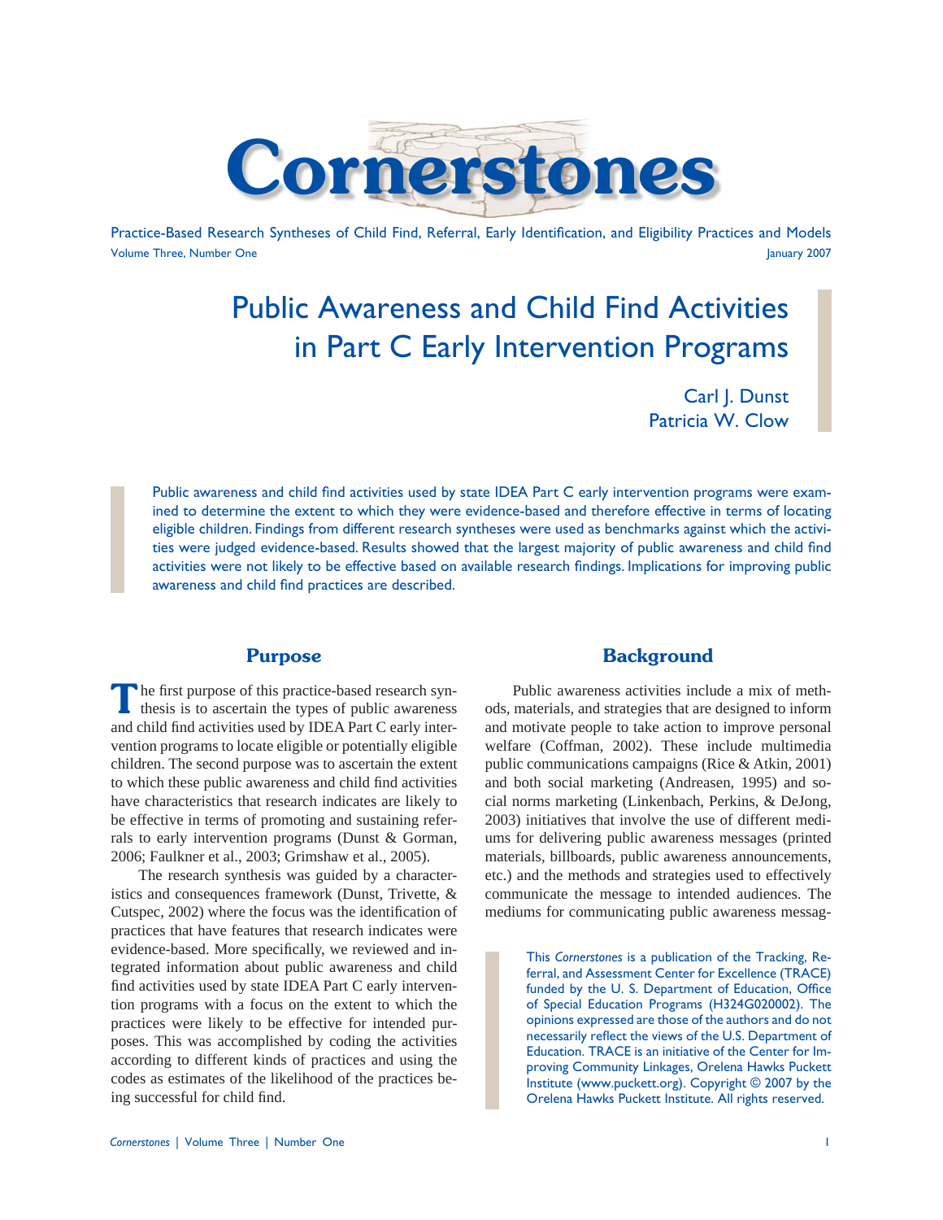# Cornerstones

Practice-Based Research Syntheses of Child Find, Referral, Early Identification, and Eligibility Practices and Models

Volume Three, Number One — January 2007

## Public Awareness and Child Find Activities in Part C Early Intervention Programs

Carl J. Dunst
Patricia W. Clow

Public awareness and child find activities used by state IDEA Part C early intervention programs were examined to determine the extent to which they were evidence-based and therefore effective in terms of locating eligible children. Findings from different research syntheses were used as benchmarks against which the activities were judged evidence-based. Results showed that the largest majority of public awareness and child find activities were not likely to be effective based on available research findings. Implications for improving public awareness and child find practices are described.

### Purpose

The first purpose of this practice-based research synthesis is to ascertain the types of public awareness and child find activities used by IDEA Part C early intervention programs to locate eligible or potentially eligible children. The second purpose was to ascertain the extent to which these public awareness and child find activities have characteristics that research indicates are likely to be effective in terms of promoting and sustaining referrals to early intervention programs (Dunst & Gorman, 2006; Faulkner et al., 2003; Grimshaw et al., 2005).

The research synthesis was guided by a characteristics and consequences framework (Dunst, Trivette, & Cutspec, 2002) where the focus was the identification of practices that have features that research indicates were evidence-based. More specifically, we reviewed and integrated information about public awareness and child find activities used by state IDEA Part C early intervention programs with a focus on the extent to which the practices were likely to be effective for intended purposes. This was accomplished by coding the activities according to different kinds of practices and using the codes as estimates of the likelihood of the practices being successful for child find.

### Background

Public awareness activities include a mix of methods, materials, and strategies that are designed to inform and motivate people to take action to improve personal welfare (Coffman, 2002). These include multimedia public communications campaigns (Rice & Atkin, 2001) and both social marketing (Andreasen, 1995) and social norms marketing (Linkenbach, Perkins, & DeJong, 2003) initiatives that involve the use of different mediums for delivering public awareness messages (printed materials, billboards, public awareness announcements, etc.) and the methods and strategies used to effectively communicate the message to intended audiences. The mediums for communicating public awareness messag-

This *Cornerstones* is a publication of the Tracking, Referral, and Assessment Center for Excellence (TRACE) funded by the U. S. Department of Education, Office of Special Education Programs (H324G020002). The opinions expressed are those of the authors and do not necessarily reflect the views of the U.S. Department of Education. TRACE is an initiative of the Center for Improving Community Linkages, Orelena Hawks Puckett Institute (www.puckett.org). Copyright © 2007 by the Orelena Hawks Puckett Institute. All rights reserved.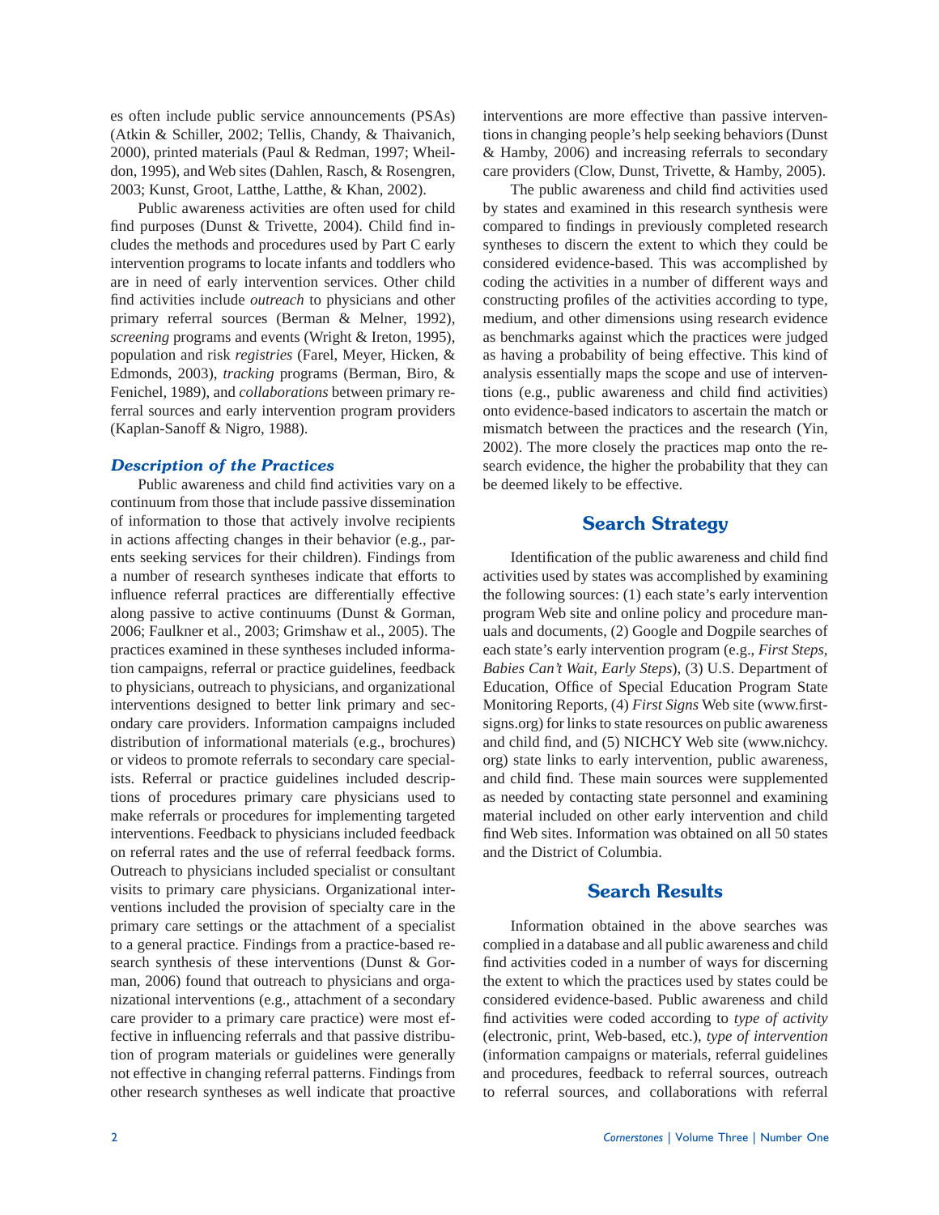es often include public service announcements (PSAs) (Atkin & Schiller, 2002; Tellis, Chandy, & Thaivanich, 2000), printed materials (Paul & Redman, 1997; Wheildon, 1995), and Web sites (Dahlen, Rasch, & Rosengren, 2003; Kunst, Groot, Latthe, Latthe, & Khan, 2002).

Public awareness activities are often used for child find purposes (Dunst & Trivette, 2004). Child find includes the methods and procedures used by Part C early intervention programs to locate infants and toddlers who are in need of early intervention services. Other child find activities include *outreach* to physicians and other primary referral sources (Berman & Melner, 1992), *screening* programs and events (Wright & Ireton, 1995), population and risk *registries* (Farel, Meyer, Hicken, & Edmonds, 2003), *tracking* programs (Berman, Biro, & Fenichel, 1989), and *collaborations* between primary referral sources and early intervention program providers (Kaplan-Sanoff & Nigro, 1988).

### *Description of the Practices*

Public awareness and child find activities vary on a continuum from those that include passive dissemination of information to those that actively involve recipients in actions affecting changes in their behavior (e.g., parents seeking services for their children). Findings from a number of research syntheses indicate that efforts to influence referral practices are differentially effective along passive to active continuums (Dunst & Gorman, 2006; Faulkner et al., 2003; Grimshaw et al., 2005). The practices examined in these syntheses included information campaigns, referral or practice guidelines, feedback to physicians, outreach to physicians, and organizational interventions designed to better link primary and secondary care providers. Information campaigns included distribution of informational materials (e.g., brochures) or videos to promote referrals to secondary care specialists. Referral or practice guidelines included descriptions of procedures primary care physicians used to make referrals or procedures for implementing targeted interventions. Feedback to physicians included feedback on referral rates and the use of referral feedback forms. Outreach to physicians included specialist or consultant visits to primary care physicians. Organizational interventions included the provision of specialty care in the primary care settings or the attachment of a specialist to a general practice. Findings from a practice-based research synthesis of these interventions (Dunst & Gorman, 2006) found that outreach to physicians and organizational interventions (e.g., attachment of a secondary care provider to a primary care practice) were most effective in influencing referrals and that passive distribution of program materials or guidelines were generally not effective in changing referral patterns. Findings from other research syntheses as well indicate that proactive interventions are more effective than passive interventions in changing people's help seeking behaviors (Dunst & Hamby, 2006) and increasing referrals to secondary care providers (Clow, Dunst, Trivette, & Hamby, 2005).

The public awareness and child find activities used by states and examined in this research synthesis were compared to findings in previously completed research syntheses to discern the extent to which they could be considered evidence-based. This was accomplished by coding the activities in a number of different ways and constructing profiles of the activities according to type, medium, and other dimensions using research evidence as benchmarks against which the practices were judged as having a probability of being effective. This kind of analysis essentially maps the scope and use of interventions (e.g., public awareness and child find activities) onto evidence-based indicators to ascertain the match or mismatch between the practices and the research (Yin, 2002). The more closely the practices map onto the research evidence, the higher the probability that they can be deemed likely to be effective.

## Search Strategy

Identification of the public awareness and child find activities used by states was accomplished by examining the following sources: (1) each state's early intervention program Web site and online policy and procedure manuals and documents, (2) Google and Dogpile searches of each state's early intervention program (e.g., *First Steps*, *Babies Can't Wait*, *Early Steps*), (3) U.S. Department of Education, Office of Special Education Program State Monitoring Reports, (4) *First Signs* Web site (www.firstsigns.org) for links to state resources on public awareness and child find, and (5) NICHCY Web site (www.nichcy.org) state links to early intervention, public awareness, and child find. These main sources were supplemented as needed by contacting state personnel and examining material included on other early intervention and child find Web sites. Information was obtained on all 50 states and the District of Columbia.

## Search Results

Information obtained in the above searches was complied in a database and all public awareness and child find activities coded in a number of ways for discerning the extent to which the practices used by states could be considered evidence-based. Public awareness and child find activities were coded according to *type of activity* (electronic, print, Web-based, etc.), *type of intervention* (information campaigns or materials, referral guidelines and procedures, feedback to referral sources, outreach to referral sources, and collaborations with referral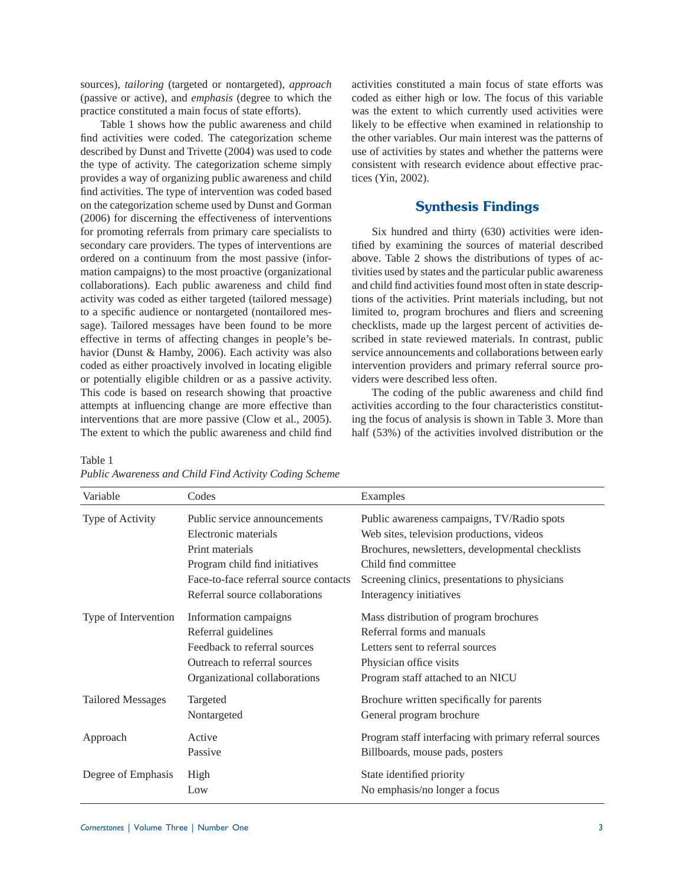sources), *tailoring* (targeted or nontargeted), *approach* (passive or active), and *emphasis* (degree to which the practice constituted a main focus of state efforts).

Table 1 shows how the public awareness and child find activities were coded. The categorization scheme described by Dunst and Trivette (2004) was used to code the type of activity. The categorization scheme simply provides a way of organizing public awareness and child find activities. The type of intervention was coded based on the categorization scheme used by Dunst and Gorman (2006) for discerning the effectiveness of interventions for promoting referrals from primary care specialists to secondary care providers. The types of interventions are ordered on a continuum from the most passive (information campaigns) to the most proactive (organizational collaborations). Each public awareness and child find activity was coded as either targeted (tailored message) to a specific audience or nontargeted (nontailored message). Tailored messages have been found to be more effective in terms of affecting changes in people's behavior (Dunst & Hamby, 2006). Each activity was also coded as either proactively involved in locating eligible or potentially eligible children or as a passive activity. This code is based on research showing that proactive attempts at influencing change are more effective than interventions that are more passive (Clow et al., 2005). The extent to which the public awareness and child find activities constituted a main focus of state efforts was coded as either high or low. The focus of this variable was the extent to which currently used activities were likely to be effective when examined in relationship to the other variables. Our main interest was the patterns of use of activities by states and whether the patterns were consistent with research evidence about effective practices (Yin, 2002).

## Synthesis Findings

Six hundred and thirty (630) activities were identified by examining the sources of material described above. Table 2 shows the distributions of types of activities used by states and the particular public awareness and child find activities found most often in state descriptions of the activities. Print materials including, but not limited to, program brochures and fliers and screening checklists, made up the largest percent of activities described in state reviewed materials. In contrast, public service announcements and collaborations between early intervention providers and primary referral source providers were described less often.

The coding of the public awareness and child find activities according to the four characteristics constituting the focus of analysis is shown in Table 3. More than half (53%) of the activities involved distribution or the

Table 1
*Public Awareness and Child Find Activity Coding Scheme*

| Variable | Codes | Examples |
|---|---|---|
| Type of Activity | Public service announcements | Public awareness campaigns, TV/Radio spots |
| | Electronic materials | Web sites, television productions, videos |
| | Print materials | Brochures, newsletters, developmental checklists |
| | Program child find initiatives | Child find committee |
| | Face-to-face referral source contacts | Screening clinics, presentations to physicians |
| | Referral source collaborations | Interagency initiatives |
| Type of Intervention | Information campaigns | Mass distribution of program brochures |
| | Referral guidelines | Referral forms and manuals |
| | Feedback to referral sources | Letters sent to referral sources |
| | Outreach to referral sources | Physician office visits |
| | Organizational collaborations | Program staff attached to an NICU |
| Tailored Messages | Targeted | Brochure written specifically for parents |
| | Nontargeted | General program brochure |
| Approach | Active | Program staff interfacing with primary referral sources |
| | Passive | Billboards, mouse pads, posters |
| Degree of Emphasis | High | State identified priority |
| | Low | No emphasis/no longer a focus |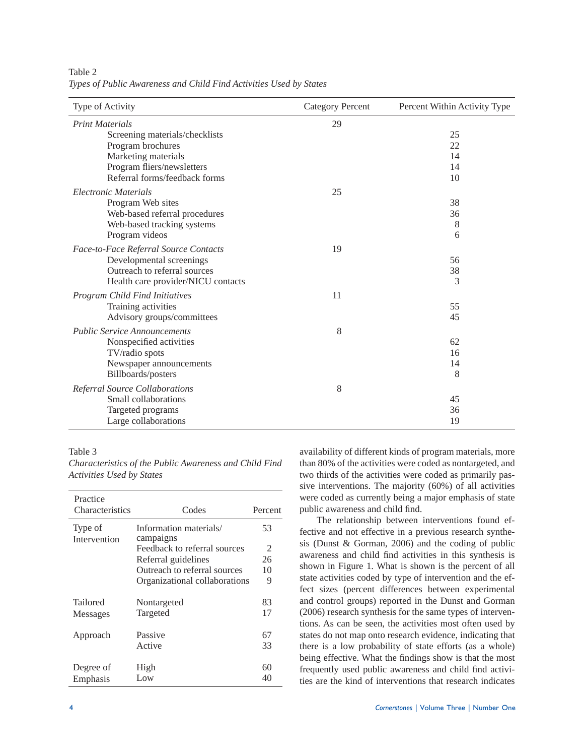Table 2

*Types of Public Awareness and Child Find Activities Used by States*

| Type of Activity | Category Percent | Percent Within Activity Type |
|---|---|---|
| *Print Materials* | 29 | |
| Screening materials/checklists | | 25 |
| Program brochures | | 22 |
| Marketing materials | | 14 |
| Program fliers/newsletters | | 14 |
| Referral forms/feedback forms | | 10 |
| *Electronic Materials* | 25 | |
| Program Web sites | | 38 |
| Web-based referral procedures | | 36 |
| Web-based tracking systems | | 8 |
| Program videos | | 6 |
| *Face-to-Face Referral Source Contacts* | 19 | |
| Developmental screenings | | 56 |
| Outreach to referral sources | | 38 |
| Health care provider/NICU contacts | | 3 |
| *Program Child Find Initiatives* | 11 | |
| Training activities | | 55 |
| Advisory groups/committees | | 45 |
| *Public Service Announcements* | 8 | |
| Nonspecified activities | | 62 |
| TV/radio spots | | 16 |
| Newspaper announcements | | 14 |
| Billboards/posters | | 8 |
| *Referral Source Collaborations* | 8 | |
| Small collaborations | | 45 |
| Targeted programs | | 36 |
| Large collaborations | | 19 |

Table 3

*Characteristics of the Public Awareness and Child Find Activities Used by States*

| Practice Characteristics | Codes | Percent |
|---|---|---|
| Type of Intervention | Information materials/ campaigns | 53 |
| | Feedback to referral sources | 2 |
| | Referral guidelines | 26 |
| | Outreach to referral sources | 10 |
| | Organizational collaborations | 9 |
| Tailored Messages | Nontargeted | 83 |
| | Targeted | 17 |
| Approach | Passive | 67 |
| | Active | 33 |
| Degree of Emphasis | High | 60 |
| | Low | 40 |

availability of different kinds of program materials, more than 80% of the activities were coded as nontargeted, and two thirds of the activities were coded as primarily passive interventions. The majority (60%) of all activities were coded as currently being a major emphasis of state public awareness and child find.

The relationship between interventions found effective and not effective in a previous research synthesis (Dunst & Gorman, 2006) and the coding of public awareness and child find activities in this synthesis is shown in Figure 1. What is shown is the percent of all state activities coded by type of intervention and the effect sizes (percent differences between experimental and control groups) reported in the Dunst and Gorman (2006) research synthesis for the same types of interventions. As can be seen, the activities most often used by states do not map onto research evidence, indicating that there is a low probability of state efforts (as a whole) being effective. What the findings show is that the most frequently used public awareness and child find activities are the kind of interventions that research indicates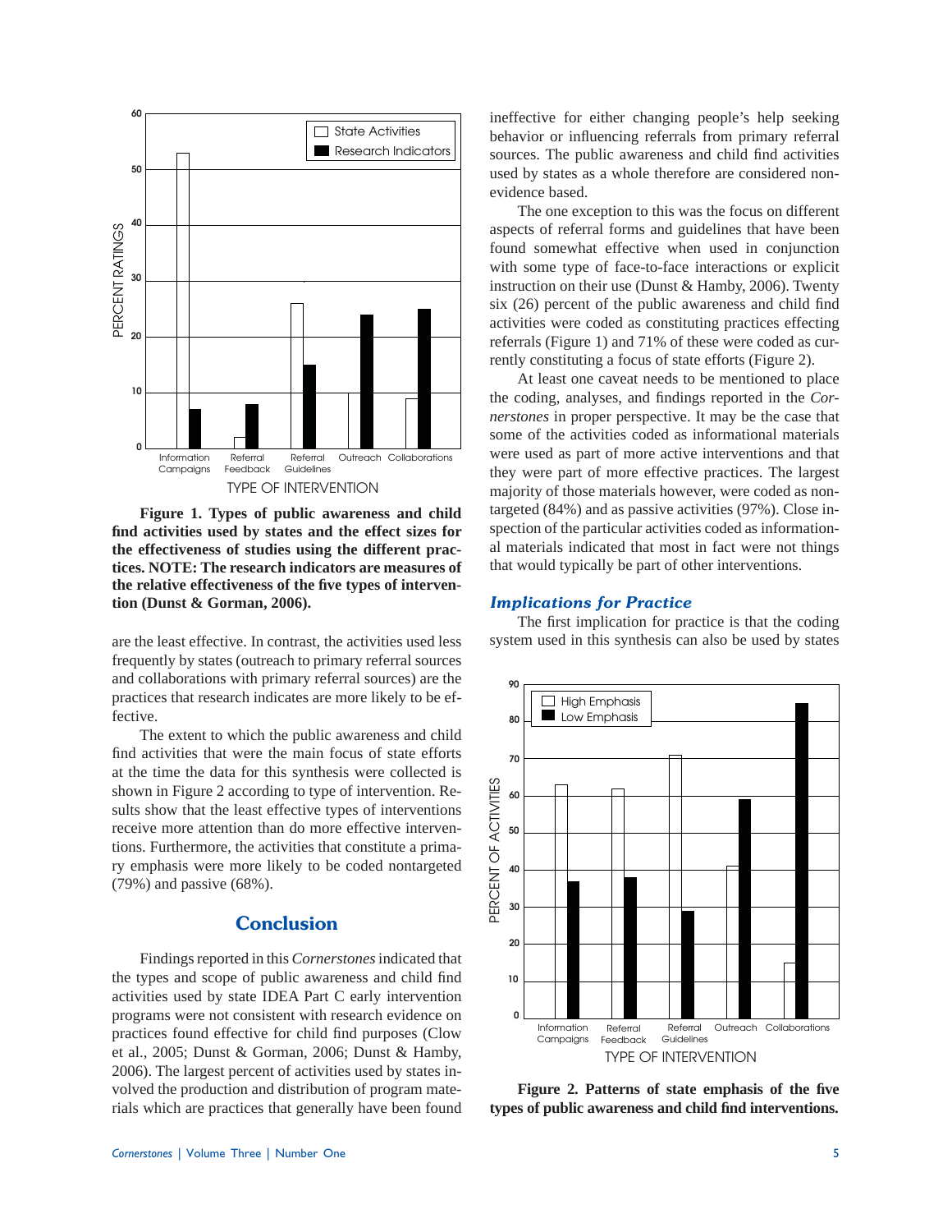**Figure 1. Types of public awareness and child find activities used by states and the effect sizes for the effectiveness of studies using the different practices. NOTE: The research indicators are measures of the relative effectiveness of the five types of intervention (Dunst & Gorman, 2006).**

are the least effective. In contrast, the activities used less frequently by states (outreach to primary referral sources and collaborations with primary referral sources) are the practices that research indicates are more likely to be effective.

The extent to which the public awareness and child find activities that were the main focus of state efforts at the time the data for this synthesis were collected is shown in Figure 2 according to type of intervention. Results show that the least effective types of interventions receive more attention than do more effective interventions. Furthermore, the activities that constitute a primary emphasis were more likely to be coded nontargeted (79%) and passive (68%).

## Conclusion

Findings reported in this *Cornerstones* indicated that the types and scope of public awareness and child find activities used by state IDEA Part C early intervention programs were not consistent with research evidence on practices found effective for child find purposes (Clow et al., 2005; Dunst & Gorman, 2006; Dunst & Hamby, 2006). The largest percent of activities used by states involved the production and distribution of program materials which are practices that generally have been found ineffective for either changing people's help seeking behavior or influencing referrals from primary referral sources. The public awareness and child find activities used by states as a whole therefore are considered non-evidence based.

The one exception to this was the focus on different aspects of referral forms and guidelines that have been found somewhat effective when used in conjunction with some type of face-to-face interactions or explicit instruction on their use (Dunst & Hamby, 2006). Twenty six (26) percent of the public awareness and child find activities were coded as constituting practices effecting referrals (Figure 1) and 71% of these were coded as currently constituting a focus of state efforts (Figure 2).

At least one caveat needs to be mentioned to place the coding, analyses, and findings reported in the *Cornerstones* in proper perspective. It may be the case that some of the activities coded as informational materials were used as part of more active interventions and that they were part of more effective practices. The largest majority of those materials however, were coded as non-targeted (84%) and as passive activities (97%). Close inspection of the particular activities coded as informational materials indicated that most in fact were not things that would typically be part of other interventions.

### *Implications for Practice*

The first implication for practice is that the coding system used in this synthesis can also be used by states

**Figure 2. Patterns of state emphasis of the five types of public awareness and child find interventions.**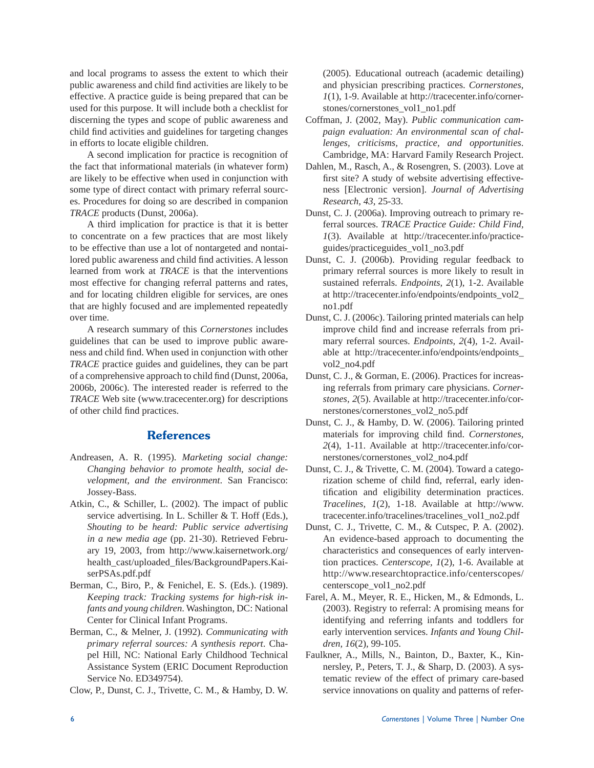and local programs to assess the extent to which their public awareness and child find activities are likely to be effective. A practice guide is being prepared that can be used for this purpose. It will include both a checklist for discerning the types and scope of public awareness and child find activities and guidelines for targeting changes in efforts to locate eligible children.

A second implication for practice is recognition of the fact that informational materials (in whatever form) are likely to be effective when used in conjunction with some type of direct contact with primary referral sources. Procedures for doing so are described in companion *TRACE* products (Dunst, 2006a).

A third implication for practice is that it is better to concentrate on a few practices that are most likely to be effective than use a lot of nontargeted and nontailored public awareness and child find activities. A lesson learned from work at *TRACE* is that the interventions most effective for changing referral patterns and rates, and for locating children eligible for services, are ones that are highly focused and are implemented repeatedly over time.

A research summary of this *Cornerstones* includes guidelines that can be used to improve public awareness and child find. When used in conjunction with other *TRACE* practice guides and guidelines, they can be part of a comprehensive approach to child find (Dunst, 2006a, 2006b, 2006c). The interested reader is referred to the *TRACE* Web site (www.tracecenter.org) for descriptions of other child find practices.

## References

Andreasen, A. R. (1995). *Marketing social change: Changing behavior to promote health, social development, and the environment*. San Francisco: Jossey-Bass.

Atkin, C., & Schiller, L. (2002). The impact of public service advertising. In L. Schiller & T. Hoff (Eds.), *Shouting to be heard: Public service advertising in a new media age* (pp. 21-30). Retrieved February 19, 2003, from http://www.kaisernetwork.org/health_cast/uploaded_files/BackgroundPapers.KaiserPSAs.pdf.pdf

Berman, C., Biro, P., & Fenichel, E. S. (Eds.). (1989). *Keeping track: Tracking systems for high-risk infants and young children*. Washington, DC: National Center for Clinical Infant Programs.

Berman, C., & Melner, J. (1992). *Communicating with primary referral sources: A synthesis report*. Chapel Hill, NC: National Early Childhood Technical Assistance System (ERIC Document Reproduction Service No. ED349754).

Clow, P., Dunst, C. J., Trivette, C. M., & Hamby, D. W. (2005). Educational outreach (academic detailing) and physician prescribing practices. *Cornerstones, 1*(1), 1-9. Available at http://tracecenter.info/cornerstones/cornerstones_vol1_no1.pdf

Coffman, J. (2002, May). *Public communication campaign evaluation: An environmental scan of challenges, criticisms, practice, and opportunities*. Cambridge, MA: Harvard Family Research Project.

Dahlen, M., Rasch, A., & Rosengren, S. (2003). Love at first site? A study of website advertising effectiveness [Electronic version]. *Journal of Advertising Research, 43*, 25-33.

Dunst, C. J. (2006a). Improving outreach to primary referral sources. *TRACE Practice Guide: Child Find, 1*(3). Available at http://tracecenter.info/practiceguides/practiceguides_vol1_no3.pdf

Dunst, C. J. (2006b). Providing regular feedback to primary referral sources is more likely to result in sustained referrals. *Endpoints, 2*(1), 1-2. Available at http://tracecenter.info/endpoints/endpoints_vol2_no1.pdf

Dunst, C. J. (2006c). Tailoring printed materials can help improve child find and increase referrals from primary referral sources. *Endpoints, 2*(4), 1-2. Available at http://tracecenter.info/endpoints/endpoints_vol2_no4.pdf

Dunst, C. J., & Gorman, E. (2006). Practices for increasing referrals from primary care physicians. *Cornerstones, 2*(5). Available at http://tracecenter.info/cornerstones/cornerstones_vol2_no5.pdf

Dunst, C. J., & Hamby, D. W. (2006). Tailoring printed materials for improving child find. *Cornerstones, 2*(4), 1-11. Available at http://tracecenter.info/cornerstones/cornerstones_vol2_no4.pdf

Dunst, C. J., & Trivette, C. M. (2004). Toward a categorization scheme of child find, referral, early identification and eligibility determination practices. *Tracelines, 1*(2), 1-18. Available at http://www.tracecenter.info/tracelines/tracelines_vol1_no2.pdf

Dunst, C. J., Trivette, C. M., & Cutspec, P. A. (2002). An evidence-based approach to documenting the characteristics and consequences of early intervention practices. *Centerscope, 1*(2), 1-6. Available at http://www.researchtopractice.info/centerscopes/centerscope_vol1_no2.pdf

Farel, A. M., Meyer, R. E., Hicken, M., & Edmonds, L. (2003). Registry to referral: A promising means for identifying and referring infants and toddlers for early intervention services. *Infants and Young Children, 16*(2), 99-105.

Faulkner, A., Mills, N., Bainton, D., Baxter, K., Kinnersley, P., Peters, T. J., & Sharp, D. (2003). A systematic review of the effect of primary care-based service innovations on quality and patterns of refer-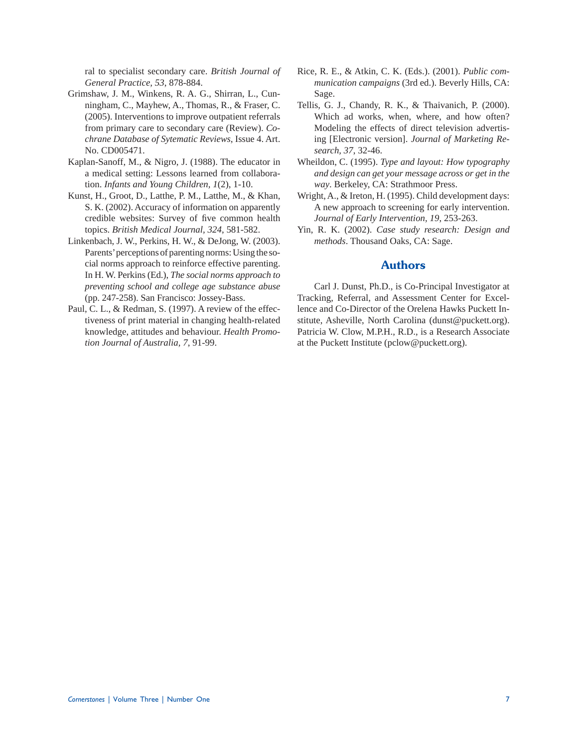ral to specialist secondary care. *British Journal of General Practice, 53*, 878-884.

Grimshaw, J. M., Winkens, R. A. G., Shirran, L., Cunningham, C., Mayhew, A., Thomas, R., & Fraser, C. (2005). Interventions to improve outpatient referrals from primary care to secondary care (Review). *Cochrane Database of Sytematic Reviews*, Issue 4. Art. No. CD005471.

Kaplan-Sanoff, M., & Nigro, J. (1988). The educator in a medical setting: Lessons learned from collaboration. *Infants and Young Children, 1*(2), 1-10.

Kunst, H., Groot, D., Latthe, P. M., Latthe, M., & Khan, S. K. (2002). Accuracy of information on apparently credible websites: Survey of five common health topics. *British Medical Journal, 324*, 581-582.

Linkenbach, J. W., Perkins, H. W., & DeJong, W. (2003). Parents' perceptions of parenting norms: Using the social norms approach to reinforce effective parenting. In H. W. Perkins (Ed.), *The social norms approach to preventing school and college age substance abuse* (pp. 247-258). San Francisco: Jossey-Bass.

Paul, C. L., & Redman, S. (1997). A review of the effectiveness of print material in changing health-related knowledge, attitudes and behaviour. *Health Promotion Journal of Australia, 7*, 91-99.

Rice, R. E., & Atkin, C. K. (Eds.). (2001). *Public communication campaigns* (3rd ed.). Beverly Hills, CA: Sage.

Tellis, G. J., Chandy, R. K., & Thaivanich, P. (2000). Which ad works, when, where, and how often? Modeling the effects of direct television advertising [Electronic version]. *Journal of Marketing Research, 37*, 32-46.

Wheildon, C. (1995). *Type and layout: How typography and design can get your message across or get in the way*. Berkeley, CA: Strathmoor Press.

Wright, A., & Ireton, H. (1995). Child development days: A new approach to screening for early intervention. *Journal of Early Intervention, 19*, 253-263.

Yin, R. K. (2002). *Case study research: Design and methods*. Thousand Oaks, CA: Sage.

## Authors

Carl J. Dunst, Ph.D., is Co-Principal Investigator at Tracking, Referral, and Assessment Center for Excellence and Co-Director of the Orelena Hawks Puckett Institute, Asheville, North Carolina (dunst@puckett.org). Patricia W. Clow, M.P.H., R.D., is a Research Associate at the Puckett Institute (pclow@puckett.org).